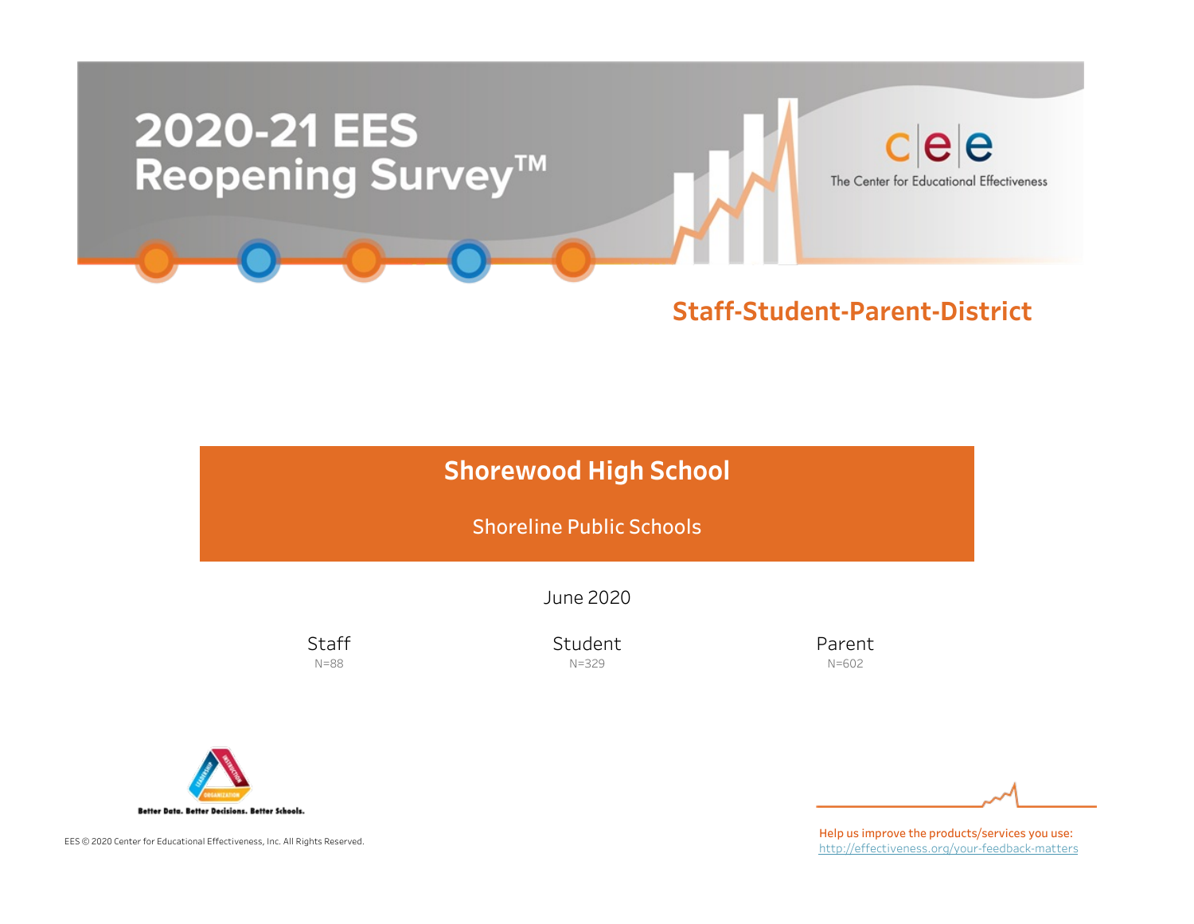# 2020-21 EES Reopening Survey™

The Center for Educational Effectiveness

## Staff-Student-Parent-District

## Shorewood High School

Shoreline Public Schools

June 2020

| Staff | Student | Parent |
|---|---|---|
| N=88 | N=329 | N=602 |

Better Data. Better Decisions. Better Schools.

EES © 2020 Center for Educational Effectiveness, Inc. All Rights Reserved.

Help us improve the products/services you use:
http://effectiveness.org/your-feedback-matters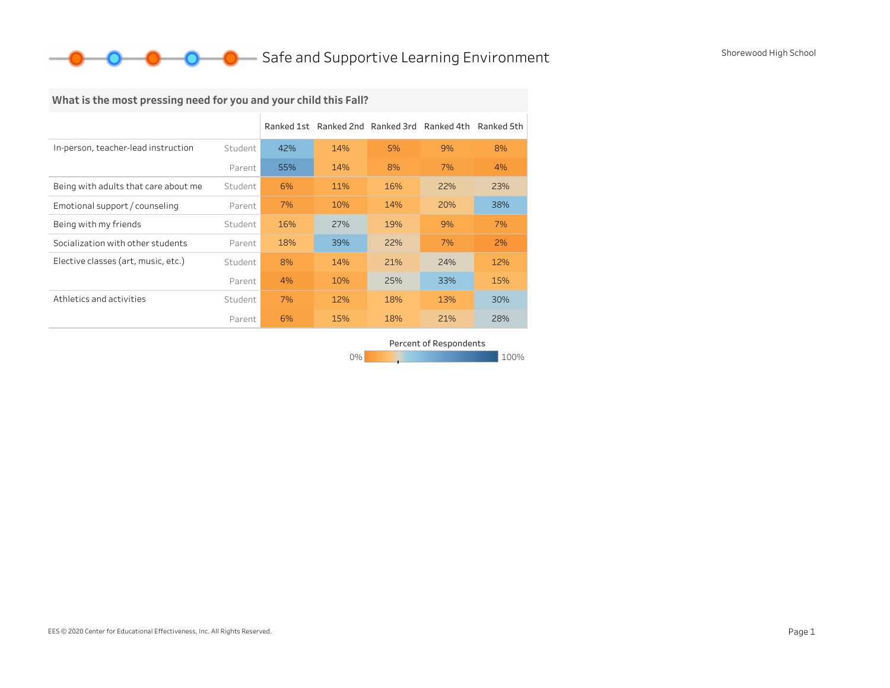# Safe and Supportive Learning Environment

Shorewood High School

## What is the most pressing need for you and your child this Fall?

| | | Ranked 1st | Ranked 2nd | Ranked 3rd | Ranked 4th | Ranked 5th |
|---|---|---|---|---|---|---|
| In-person, teacher-lead instruction | Student | 42% | 14% | 5% | 9% | 8% |
| | Parent | 55% | 14% | 8% | 7% | 4% |
| Being with adults that care about me | Student | 6% | 11% | 16% | 22% | 23% |
| Emotional support / counseling | Parent | 7% | 10% | 14% | 20% | 38% |
| Being with my friends | Student | 16% | 27% | 19% | 9% | 7% |
| Socialization with other students | Parent | 18% | 39% | 22% | 7% | 2% |
| Elective classes (art, music, etc.) | Student | 8% | 14% | 21% | 24% | 12% |
| | Parent | 4% | 10% | 25% | 33% | 15% |
| Athletics and activities | Student | 7% | 12% | 18% | 13% | 30% |
| | Parent | 6% | 15% | 18% | 21% | 28% |

Percent of Respondents

0% — 100%

EES © 2020 Center for Educational Effectiveness, Inc. All Rights Reserved.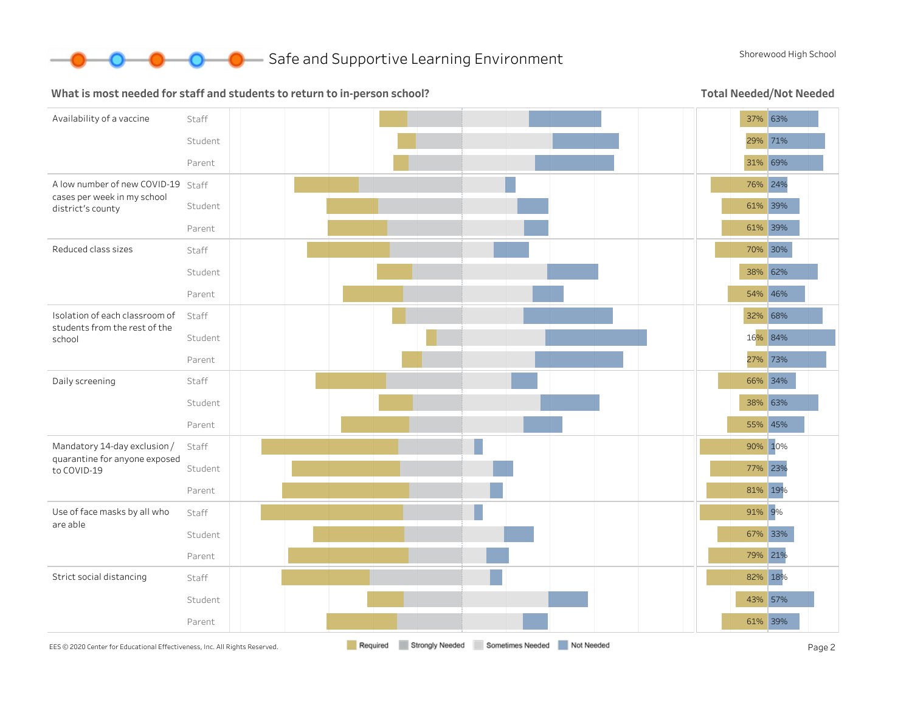# Safe and Supportive Learning Environment

Shorewood High School

## What is most needed for staff and students to return to in-person school?

**Total Needed/Not Needed**

| Item | Group | Needed | Not Needed |
|---|---|---|---|
| Availability of a vaccine | Staff | 37% | 63% |
| | Student | 29% | 71% |
| | Parent | 31% | 69% |
| A low number of new COVID-19 cases per week in my school district's county | Staff | 76% | 24% |
| | Student | 61% | 39% |
| | Parent | 61% | 39% |
| Reduced class sizes | Staff | 70% | 30% |
| | Student | 38% | 62% |
| | Parent | 54% | 46% |
| Isolation of each classroom of students from the rest of the school | Staff | 32% | 68% |
| | Student | 16% | 84% |
| | Parent | 27% | 73% |
| Daily screening | Staff | 66% | 34% |
| | Student | 38% | 63% |
| | Parent | 55% | 45% |
| Mandatory 14-day exclusion / quarantine for anyone exposed to COVID-19 | Staff | 90% | 10% |
| | Student | 77% | 23% |
| | Parent | 81% | 19% |
| Use of face masks by all who are able | Staff | 91% | 9% |
| | Student | 67% | 33% |
| | Parent | 79% | 21% |
| Strict social distancing | Staff | 82% | 18% |
| | Student | 43% | 57% |
| | Parent | 61% | 39% |

Legend: Required, Strongly Needed, Sometimes Needed, Not Needed

EES © 2020 Center for Educational Effectiveness, Inc. All Rights Reserved.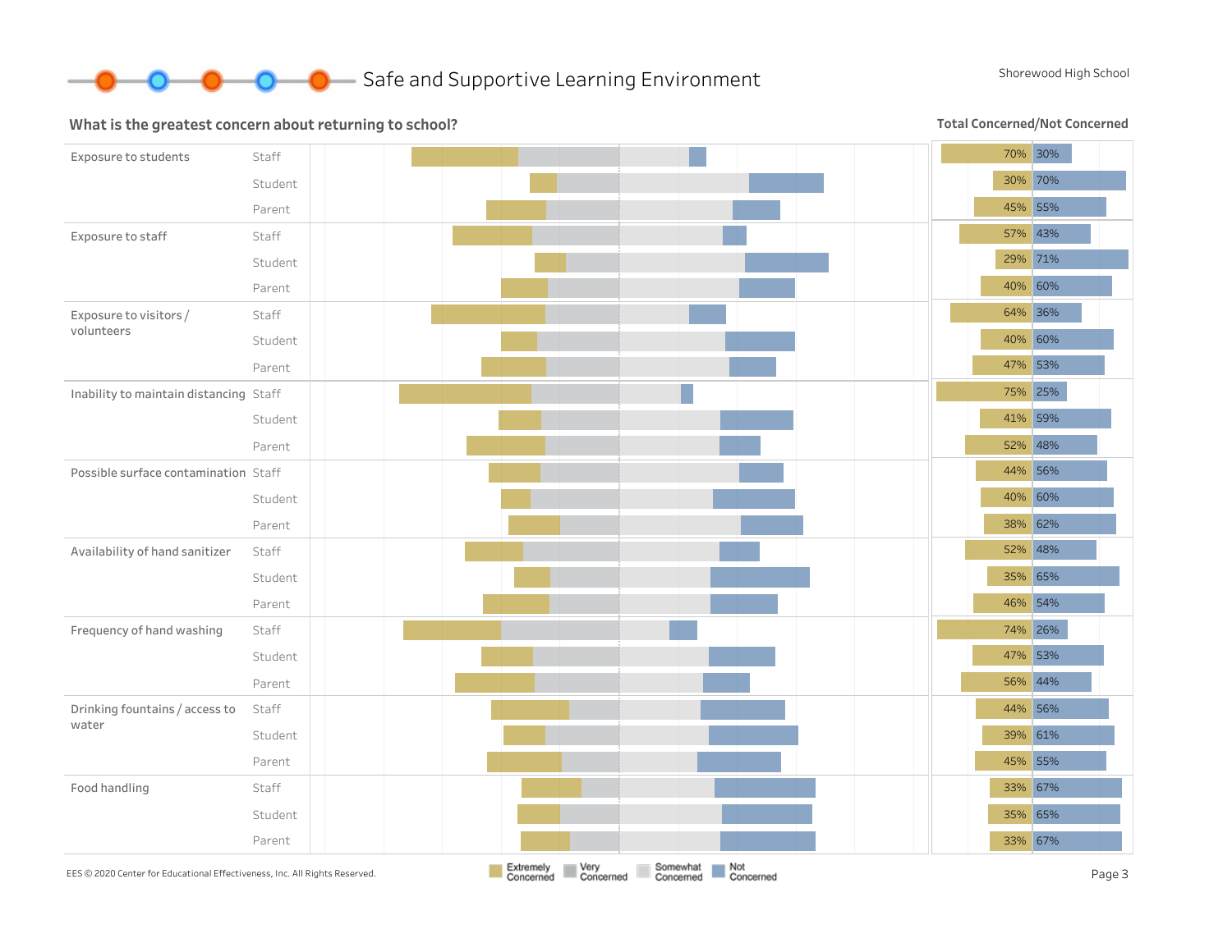# Safe and Supportive Learning Environment

Shorewood High School

## What is the greatest concern about returning to school?

**Total Concerned/Not Concerned**

| Concern | Group | Concerned | Not Concerned |
|---|---|---|---|
| Exposure to students | Staff | 70% | 30% |
| | Student | 30% | 70% |
| | Parent | 45% | 55% |
| Exposure to staff | Staff | 57% | 43% |
| | Student | 29% | 71% |
| | Parent | 40% | 60% |
| Exposure to visitors / volunteers | Staff | 64% | 36% |
| | Student | 40% | 60% |
| | Parent | 47% | 53% |
| Inability to maintain distancing | Staff | 75% | 25% |
| | Student | 41% | 59% |
| | Parent | 52% | 48% |
| Possible surface contamination | Staff | 44% | 56% |
| | Student | 40% | 60% |
| | Parent | 38% | 62% |
| Availability of hand sanitizer | Staff | 52% | 48% |
| | Student | 35% | 65% |
| | Parent | 46% | 54% |
| Frequency of hand washing | Staff | 74% | 26% |
| | Student | 47% | 53% |
| | Parent | 56% | 44% |
| Drinking fountains / access to water | Staff | 44% | 56% |
| | Student | 39% | 61% |
| | Parent | 45% | 55% |
| Food handling | Staff | 33% | 67% |
| | Student | 35% | 65% |
| | Parent | 33% | 67% |

Legend: Extremely Concerned, Very Concerned, Somewhat Concerned, Not Concerned

EES © 2020 Center for Educational Effectiveness, Inc. All Rights Reserved.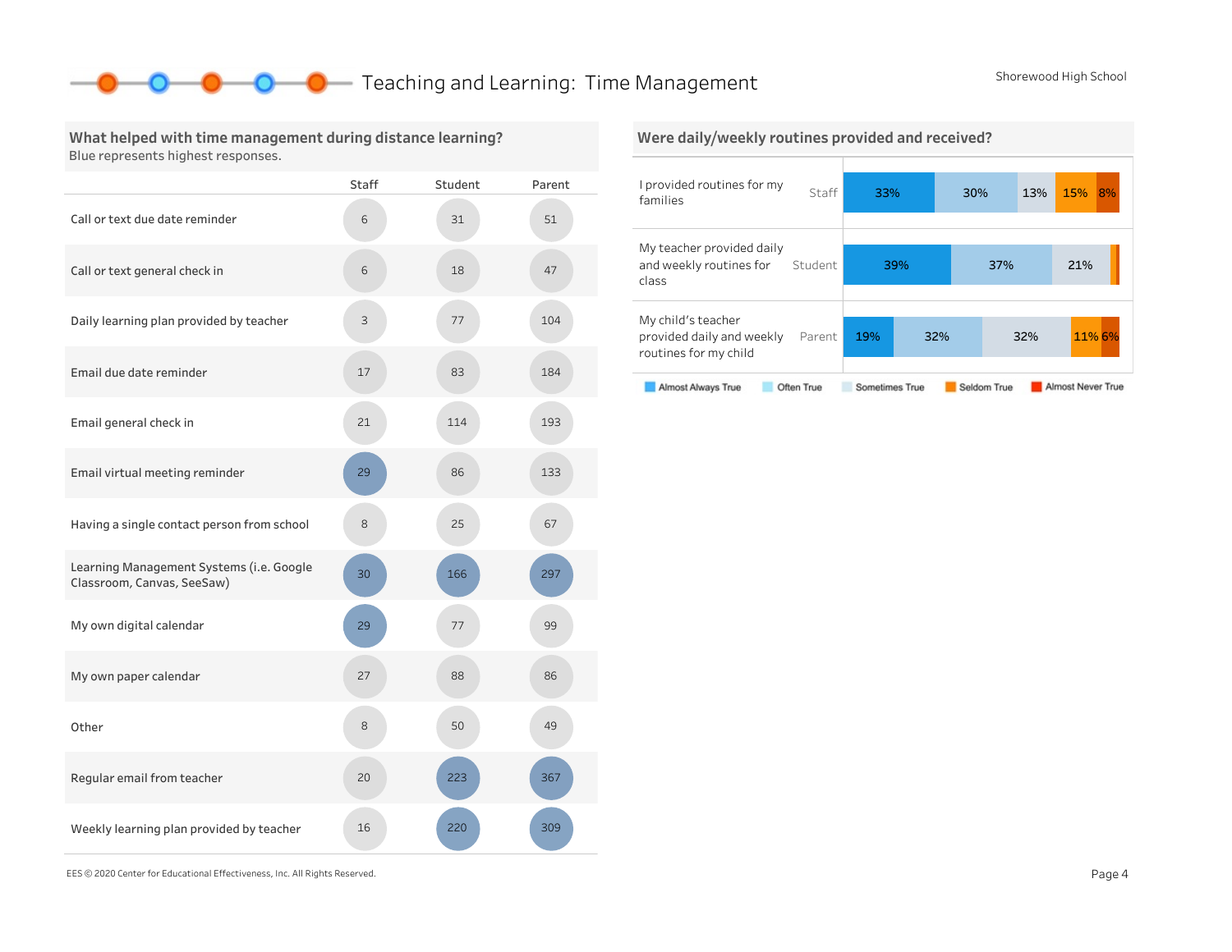# Teaching and Learning: Time Management

Shorewood High School

## What helped with time management during distance learning?

Blue represents highest responses.

| | Staff | Student | Parent |
|---|---|---|---|
| Call or text due date reminder | 6 | 31 | 51 |
| Call or text general check in | 6 | 18 | 47 |
| Daily learning plan provided by teacher | 3 | 77 | 104 |
| Email due date reminder | 17 | 83 | 184 |
| Email general check in | 21 | 114 | 193 |
| Email virtual meeting reminder | 29 | 86 | 133 |
| Having a single contact person from school | 8 | 25 | 67 |
| Learning Management Systems (i.e. Google Classroom, Canvas, SeeSaw) | 30 | 166 | 297 |
| My own digital calendar | 29 | 77 | 99 |
| My own paper calendar | 27 | 88 | 86 |
| Other | 8 | 50 | 49 |
| Regular email from teacher | 20 | 223 | 367 |
| Weekly learning plan provided by teacher | 16 | 220 | 309 |

## Were daily/weekly routines provided and received?

| | | Almost Always True | Often True | Sometimes True | Seldom True | Almost Never True |
|---|---|---|---|---|---|---|
| I provided routines for my families | Staff | 33% | 30% | 13% | 15% | 8% |
| My teacher provided daily and weekly routines for class | Student | 39% | 37% | 21% | | |
| My child's teacher provided daily and weekly routines for my child | Parent | 19% | 32% | 32% | 11% | 6% |

EES © 2020 Center for Educational Effectiveness, Inc. All Rights Reserved.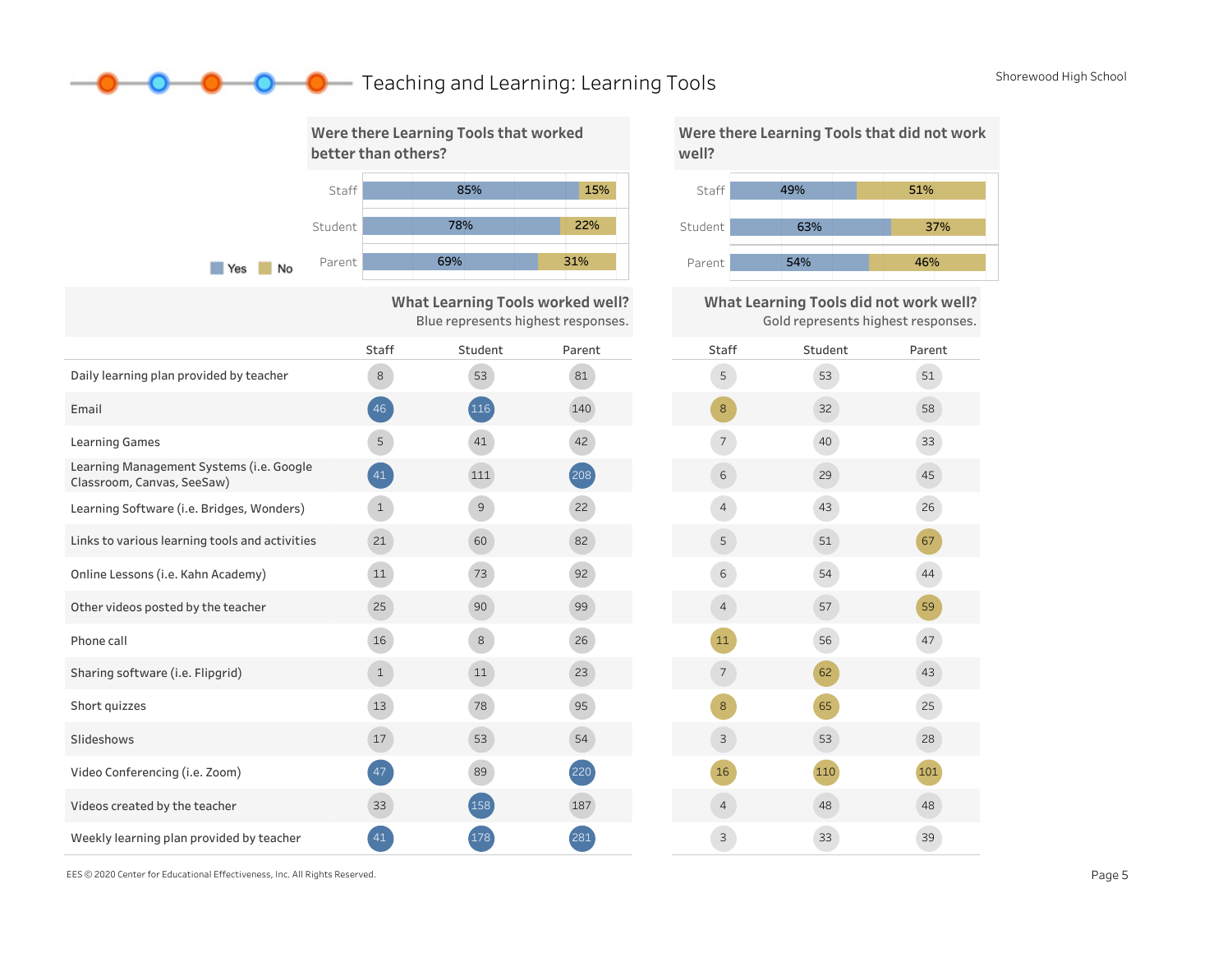# Teaching and Learning: Learning Tools

Shorewood High School

## Were there Learning Tools that worked better than others?

| | Yes | No |
|---|---|---|
| Staff | 85% | 15% |
| Student | 78% | 22% |
| Parent | 69% | 31% |

## Were there Learning Tools that did not work well?

| | Yes | No |
|---|---|---|
| Staff | 49% | 51% |
| Student | 63% | 37% |
| Parent | 54% | 46% |

## What Learning Tools worked well? / What Learning Tools did not work well?

Blue represents highest responses (worked well). Gold represents highest responses (did not work well).

| | Worked well: Staff | Worked well: Student | Worked well: Parent | Did not work well: Staff | Did not work well: Student | Did not work well: Parent |
|---|---|---|---|---|---|---|
| Daily learning plan provided by teacher | 8 | 53 | 81 | 5 | 53 | 51 |
| Email | 46 | 116 | 140 | 8 | 32 | 58 |
| Learning Games | 5 | 41 | 42 | 7 | 40 | 33 |
| Learning Management Systems (i.e. Google Classroom, Canvas, SeeSaw) | 41 | 111 | 208 | 6 | 29 | 45 |
| Learning Software (i.e. Bridges, Wonders) | 1 | 9 | 22 | 4 | 43 | 26 |
| Links to various learning tools and activities | 21 | 60 | 82 | 5 | 51 | 67 |
| Online Lessons (i.e. Kahn Academy) | 11 | 73 | 92 | 6 | 54 | 44 |
| Other videos posted by the teacher | 25 | 90 | 99 | 4 | 57 | 59 |
| Phone call | 16 | 8 | 26 | 11 | 56 | 47 |
| Sharing software (i.e. Flipgrid) | 1 | 11 | 23 | 7 | 62 | 43 |
| Short quizzes | 13 | 78 | 95 | 8 | 65 | 25 |
| Slideshows | 17 | 53 | 54 | 3 | 53 | 28 |
| Video Conferencing (i.e. Zoom) | 47 | 89 | 220 | 16 | 110 | 101 |
| Videos created by the teacher | 33 | 158 | 187 | 4 | 48 | 48 |
| Weekly learning plan provided by teacher | 41 | 178 | 281 | 3 | 33 | 39 |

EES © 2020 Center for Educational Effectiveness, Inc. All Rights Reserved.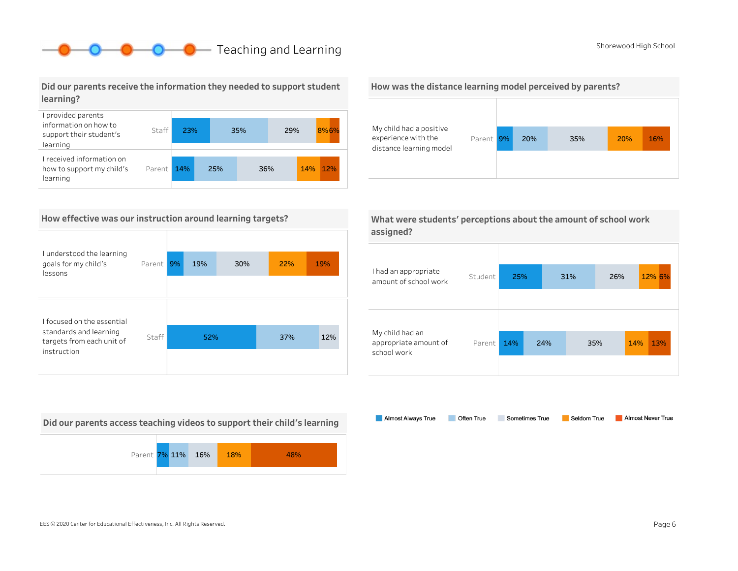# Teaching and Learning

Shorewood High School

## Did our parents receive the information they needed to support student learning?

| Statement | Group | Almost Always True | Often True | Sometimes True | Seldom True | Almost Never True |
|---|---|---|---|---|---|---|
| I provided parents information on how to support their student's learning | Staff | 23% | 35% | 29% | 8% | 6% |
| I received information on how to support my child's learning | Parent | 14% | 25% | 36% | 14% | 12% |

## How was the distance learning model perceived by parents?

| Statement | Group | Almost Always True | Often True | Sometimes True | Seldom True | Almost Never True |
|---|---|---|---|---|---|---|
| My child had a positive experience with the distance learning model | Parent | 9% | 20% | 35% | 20% | 16% |

## How effective was our instruction around learning targets?

| Statement | Group | Almost Always True | Often True | Sometimes True | Seldom True | Almost Never True |
|---|---|---|---|---|---|---|
| I understood the learning goals for my child's lessons | Parent | 9% | 19% | 30% | 22% | 19% |
| I focused on the essential standards and learning targets from each unit of instruction | Staff | 52% | 37% | 12% | | |

## What were students' perceptions about the amount of school work assigned?

| Statement | Group | Almost Always True | Often True | Sometimes True | Seldom True | Almost Never True |
|---|---|---|---|---|---|---|
| I had an appropriate amount of school work | Student | 25% | 31% | 26% | 12% | 6% |
| My child had an appropriate amount of school work | Parent | 14% | 24% | 35% | 14% | 13% |

## Did our parents access teaching videos to support their child's learning

| Group | Almost Always True | Often True | Sometimes True | Seldom True | Almost Never True |
|---|---|---|---|---|---|
| Parent | 7% | 11% | 16% | 18% | 48% |

Legend: Almost Always True, Often True, Sometimes True, Seldom True, Almost Never True

EES © 2020 Center for Educational Effectiveness, Inc. All Rights Reserved.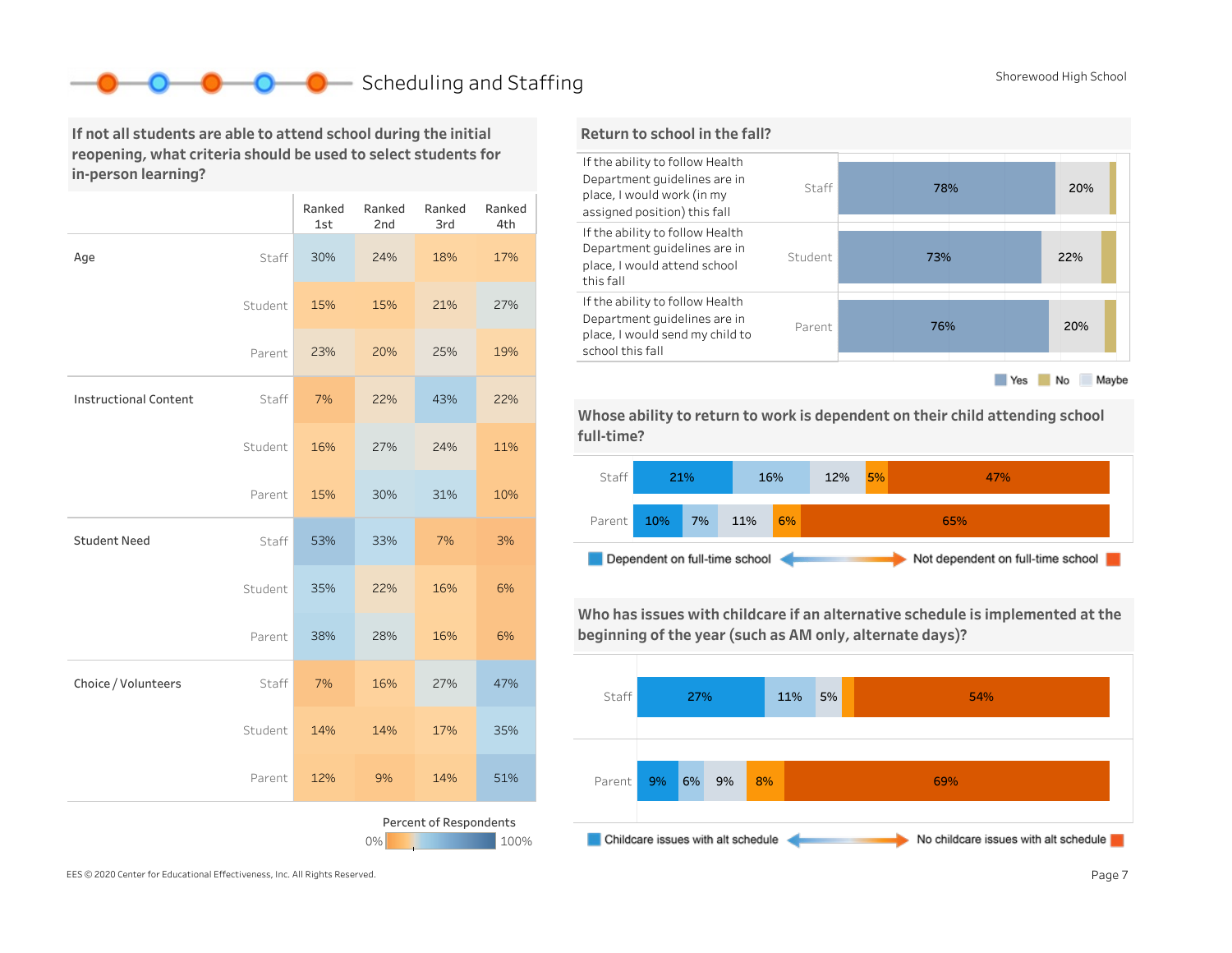# Scheduling and Staffing

## If not all students are able to attend school during the initial reopening, what criteria should be used to select students for in-person learning?

| | | Ranked 1st | Ranked 2nd | Ranked 3rd | Ranked 4th |
|---|---|---|---|---|---|
| Age | Staff | 30% | 24% | 18% | 17% |
| | Student | 15% | 15% | 21% | 27% |
| | Parent | 23% | 20% | 25% | 19% |
| Instructional Content | Staff | 7% | 22% | 43% | 22% |
| | Student | 16% | 27% | 24% | 11% |
| | Parent | 15% | 30% | 31% | 10% |
| Student Need | Staff | 53% | 33% | 7% | 3% |
| | Student | 35% | 22% | 16% | 6% |
| | Parent | 38% | 28% | 16% | 6% |
| Choice / Volunteers | Staff | 7% | 16% | 27% | 47% |
| | Student | 14% | 14% | 17% | 35% |
| | Parent | 12% | 9% | 14% | 51% |

Percent of Respondents: 0% – 100%

## Return to school in the fall?

| Statement | Group | Yes | Maybe | No |
|---|---|---|---|---|
| If the ability to follow Health Department guidelines are in place, I would work (in my assigned position) this fall | Staff | 78% | 20% | |
| If the ability to follow Health Department guidelines are in place, I would attend school this fall | Student | 73% | 22% | |
| If the ability to follow Health Department guidelines are in place, I would send my child to school this fall | Parent | 76% | 20% | |

Yes | No | Maybe

## Whose ability to return to work is dependent on their child attending school full-time?

| Group | | | | | |
|---|---|---|---|---|---|
| Staff | 21% | 16% | 12% | 5% | 47% |
| Parent | 10% | 7% | 11% | 6% | 65% |

Dependent on full-time school ↔ Not dependent on full-time school

## Who has issues with childcare if an alternative schedule is implemented at the beginning of the year (such as AM only, alternate days)?

| Group | | | | | |
|---|---|---|---|---|---|
| Staff | 27% | 11% | 5% | | 54% |
| Parent | 9% | 6% | 9% | 8% | 69% |

Childcare issues with alt schedule ↔ No childcare issues with alt schedule

EES © 2020 Center for Educational Effectiveness, Inc. All Rights Reserved.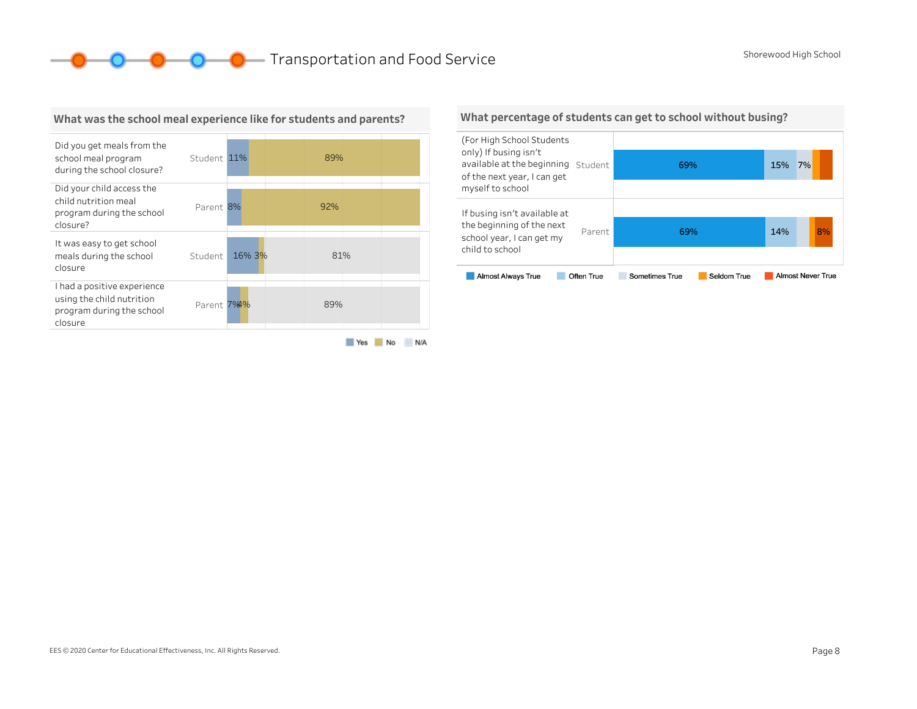# Transportation and Food Service

## What was the school meal experience like for students and parents?

| Question | Respondent | Yes | No | N/A |
|---|---|---|---|---|
| Did you get meals from the school meal program during the school closure? | Student | 11% | 89% | |
| Did your child access the child nutrition meal program during the school closure? | Parent | 8% | 92% | |
| It was easy to get school meals during the school closure | Student | 16% | 3% | 81% |
| I had a positive experience using the child nutrition program during the school closure | Parent | 7% | 4% | 89% |

## What percentage of students can get to school without busing?

| Question | Respondent | Almost Always True | Often True | Sometimes True | Seldom True | Almost Never True |
|---|---|---|---|---|---|---|
| (For High School Students only) If busing isn't available at the beginning of the next year, I can get myself to school | Student | 69% | 15% | 7% | | |
| If busing isn't available at the beginning of the next school year, I can get my child to school | Parent | 69% | 14% | | | 8% |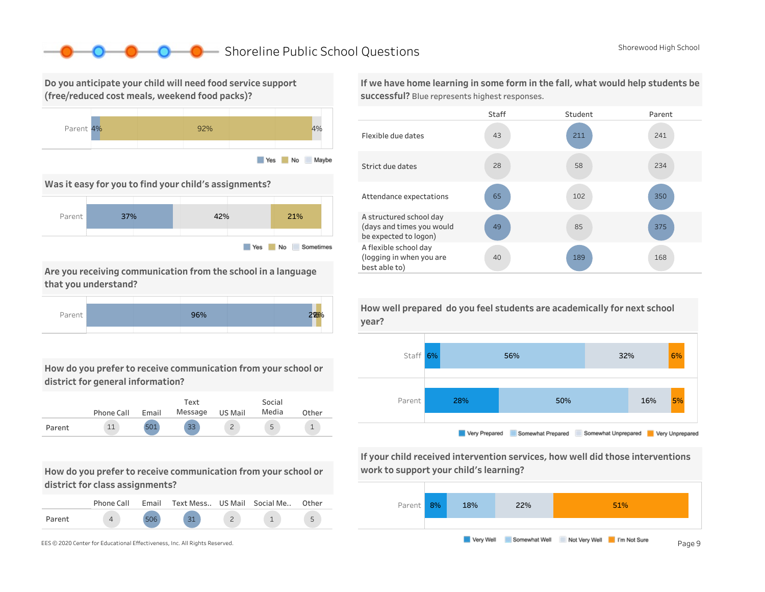# Shoreline Public School Questions

Shorewood High School

## Do you anticipate your child will need food service support (free/reduced cost meals, weekend food packs)?

| | Yes | No | Maybe |
|---|---|---|---|
| Parent | 4% | 92% | 4% |

## Was it easy for you to find your child's assignments?

| | Yes | Sometimes | No |
|---|---|---|---|
| Parent | 37% | 42% | 21% |

## Are you receiving communication from the school in a language that you understand?

| | Yes | Maybe | No |
|---|---|---|---|
| Parent | 96% | 2% | 2% |

## How do you prefer to receive communication from your school or district for general information?

| | Phone Call | Email | Text Message | US Mail | Social Media | Other |
|---|---|---|---|---|---|---|
| Parent | 11 | 501 | 33 | 2 | 5 | 1 |

## How do you prefer to receive communication from your school or district for class assignments?

| | Phone Call | Email | Text Mess.. | US Mail | Social Me.. | Other |
|---|---|---|---|---|---|---|
| Parent | 4 | 506 | 31 | 2 | 1 | 5 |

## If we have home learning in some form in the fall, what would help students be successful? Blue represents highest responses.

| | Staff | Student | Parent |
|---|---|---|---|
| Flexible due dates | 43 | 211 | 241 |
| Strict due dates | 28 | 58 | 234 |
| Attendance expectations | 65 | 102 | 350 |
| A structured school day (days and times you would be expected to logon) | 49 | 85 | 375 |
| A flexible school day (logging in when you are best able to) | 40 | 189 | 168 |

## How well prepared do you feel students are academically for next school year?

| | Very Prepared | Somewhat Prepared | Somewhat Unprepared | Very Unprepared |
|---|---|---|---|---|
| Staff | 6% | 56% | 32% | 6% |
| Parent | 28% | 50% | 16% | 5% |

## If your child received intervention services, how well did those interventions work to support your child's learning?

| | Very Well | Somewhat Well | Not Very Well | I'm Not Sure |
|---|---|---|---|---|
| Parent | 8% | 18% | 22% | 51% |

EES © 2020 Center for Educational Effectiveness, Inc. All Rights Reserved.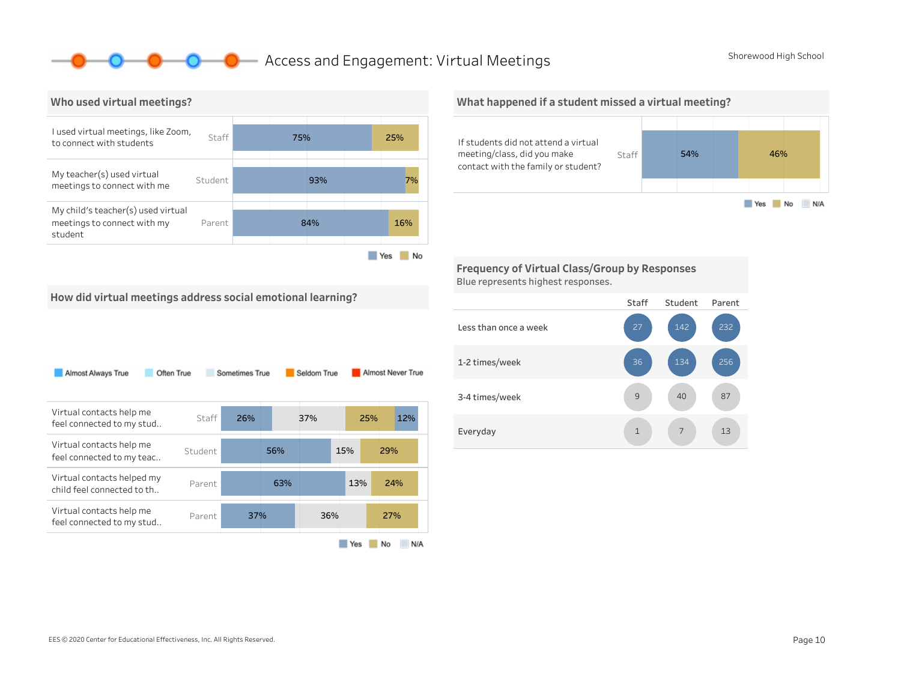# Access and Engagement: Virtual Meetings

Shorewood High School

## Who used virtual meetings?

| Question | Group | Yes | No |
|---|---|---|---|
| I used virtual meetings, like Zoom, to connect with students | Staff | 75% | 25% |
| My teacher(s) used virtual meetings to connect with me | Student | 93% | 7% |
| My child's teacher(s) used virtual meetings to connect with my student | Parent | 84% | 16% |

## What happened if a student missed a virtual meeting?

| Question | Group | Yes | No |
|---|---|---|---|
| If students did not attend a virtual meeting/class, did you make contact with the family or student? | Staff | 54% | 46% |

Yes / No / N/A

## How did virtual meetings address social emotional learning?

Almost Always True / Often True / Sometimes True / Seldom True / Almost Never True

| Question | Group | Yes | N/A | No |
|---|---|---|---|---|
| Virtual contacts help me feel connected to my stud.. | Staff | 26% | 37% | 25% |
| Virtual contacts help me feel connected to my teac.. | Student | 56% | 15% | 29% |
| Virtual contacts helped my child feel connected to th.. | Parent | 63% | 13% | 24% |
| Virtual contacts help me feel connected to my stud.. | Parent | 37% | 36% | 27% |

Note: The Staff row also shows an additional segment of 12% at the end of the bar.

Yes / No / N/A

## Frequency of Virtual Class/Group by Responses

Blue represents highest responses.

| | Staff | Student | Parent |
|---|---|---|---|
| Less than once a week | 27 | 142 | 232 |
| 1-2 times/week | 36 | 134 | 256 |
| 3-4 times/week | 9 | 40 | 87 |
| Everyday | 1 | 7 | 13 |

EES © 2020 Center for Educational Effectiveness, Inc. All Rights Reserved.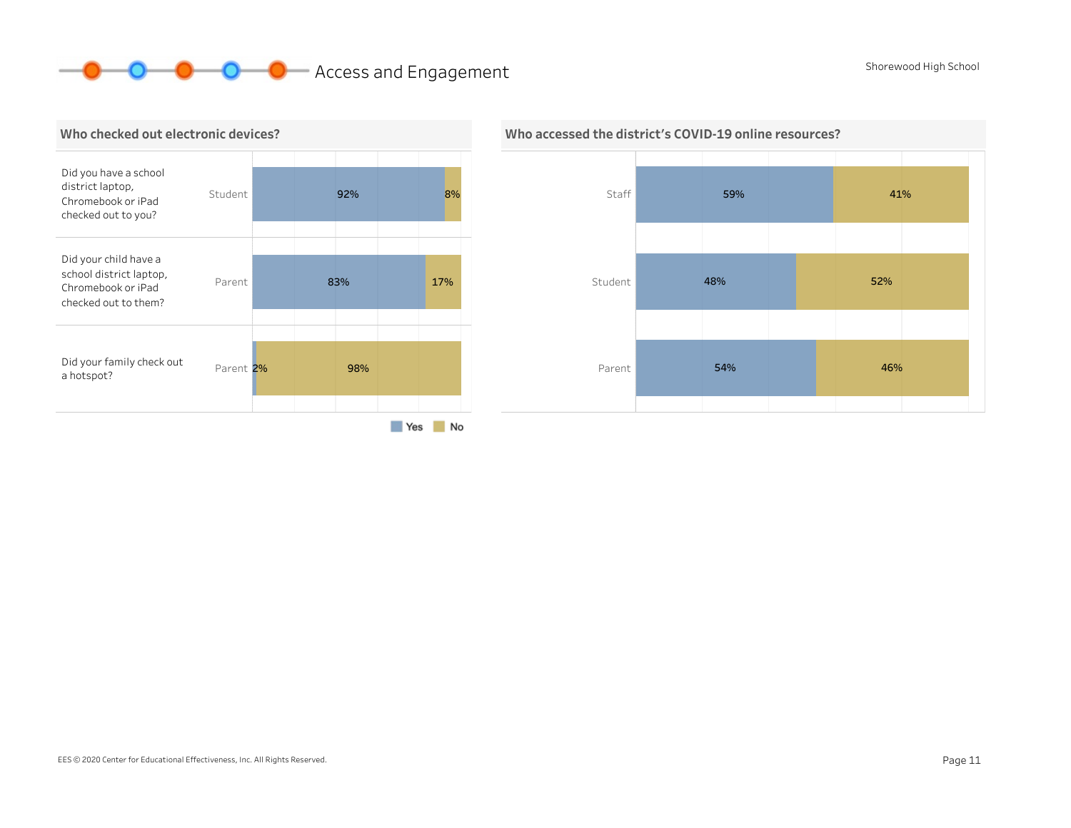# Access and Engagement

Shorewood High School

## Who checked out electronic devices?

| Question | Respondent | Yes | No |
|---|---|---|---|
| Did you have a school district laptop, Chromebook or iPad checked out to you? | Student | 92% | 8% |
| Did your child have a school district laptop, Chromebook or iPad checked out to them? | Parent | 83% | 17% |
| Did your family check out a hotspot? | Parent | 2% | 98% |

## Who accessed the district's COVID-19 online resources?

| Respondent | Yes | No |
|---|---|---|
| Staff | 59% | 41% |
| Student | 48% | 52% |
| Parent | 54% | 46% |

EES © 2020 Center for Educational Effectiveness, Inc. All Rights Reserved.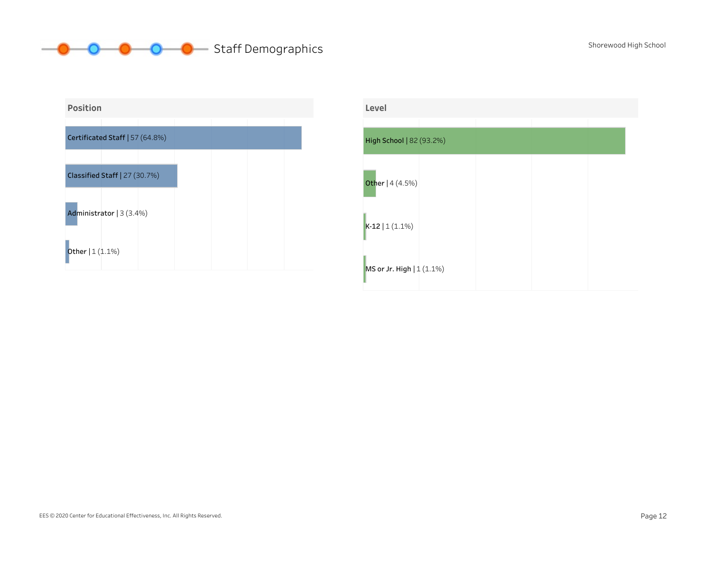# Staff Demographics

Shorewood High School

## Position

| Position | Count (%) |
|---|---|
| Certificated Staff | 57 (64.8%) |
| Classified Staff | 27 (30.7%) |
| Administrator | 3 (3.4%) |
| Other | 1 (1.1%) |

## Level

| Level | Count (%) |
|---|---|
| High School | 82 (93.2%) |
| Other | 4 (4.5%) |
| K-12 | 1 (1.1%) |
| MS or Jr. High | 1 (1.1%) |

EES © 2020 Center for Educational Effectiveness, Inc. All Rights Reserved.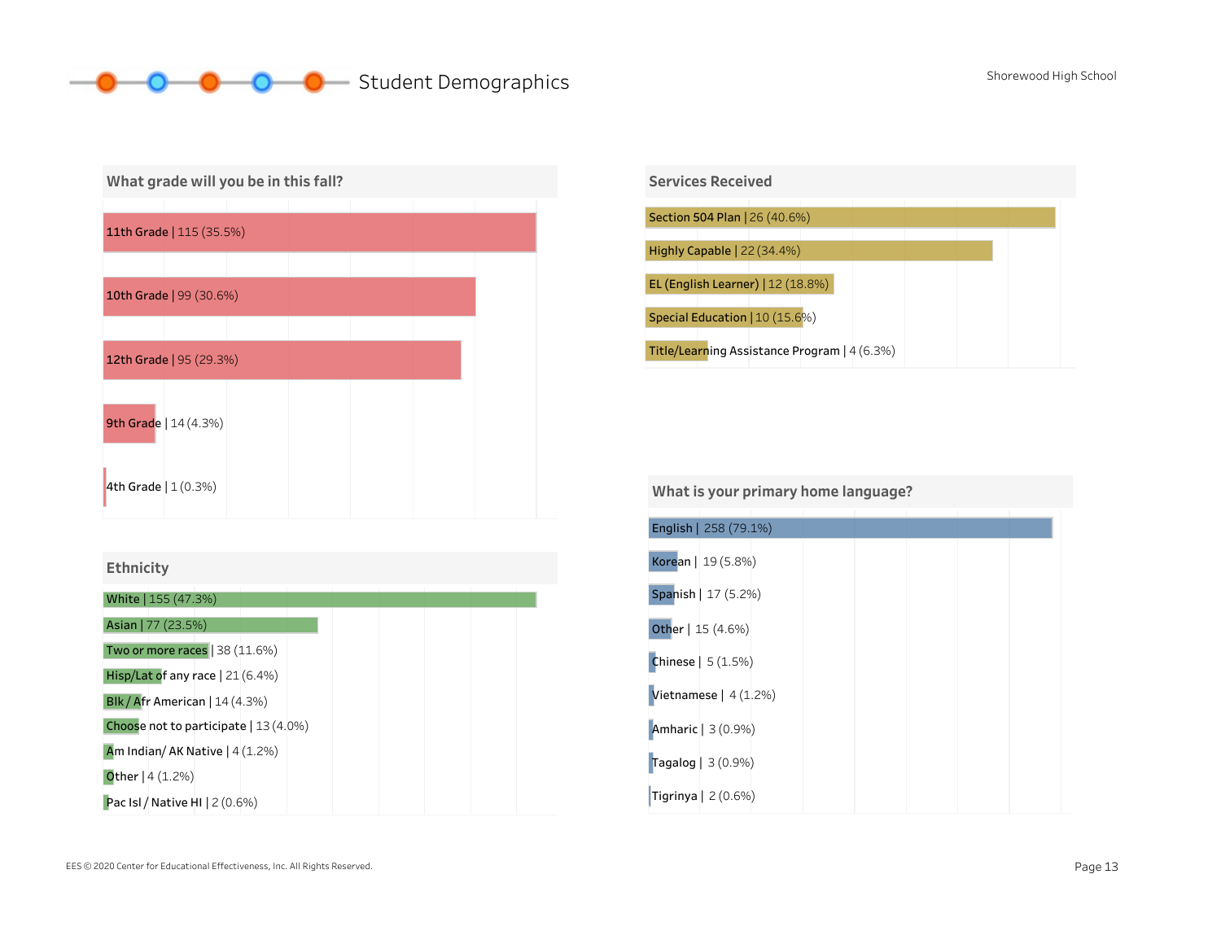# Student Demographics

Shorewood High School

## What grade will you be in this fall?

| Grade | Count | Percent |
|---|---|---|
| 11th Grade | 115 | 35.5% |
| 10th Grade | 99 | 30.6% |
| 12th Grade | 95 | 29.3% |
| 9th Grade | 14 | 4.3% |
| 4th Grade | 1 | 0.3% |

## Services Received

| Service | Count | Percent |
|---|---|---|
| Section 504 Plan | 26 | 40.6% |
| Highly Capable | 22 | 34.4% |
| EL (English Learner) | 12 | 18.8% |
| Special Education | 10 | 15.6% |
| Title/Learning Assistance Program | 4 | 6.3% |

## Ethnicity

| Ethnicity | Count | Percent |
|---|---|---|
| White | 155 | 47.3% |
| Asian | 77 | 23.5% |
| Two or more races | 38 | 11.6% |
| Hisp/Lat of any race | 21 | 6.4% |
| Blk / Afr American | 14 | 4.3% |
| Choose not to participate | 13 | 4.0% |
| Am Indian/ AK Native | 4 | 1.2% |
| Other | 4 | 1.2% |
| Pac Isl / Native HI | 2 | 0.6% |

## What is your primary home language?

| Language | Count | Percent |
|---|---|---|
| English | 258 | 79.1% |
| Korean | 19 | 5.8% |
| Spanish | 17 | 5.2% |
| Other | 15 | 4.6% |
| Chinese | 5 | 1.5% |
| Vietnamese | 4 | 1.2% |
| Amharic | 3 | 0.9% |
| Tagalog | 3 | 0.9% |
| Tigrinya | 2 | 0.6% |

EES © 2020 Center for Educational Effectiveness, Inc. All Rights Reserved.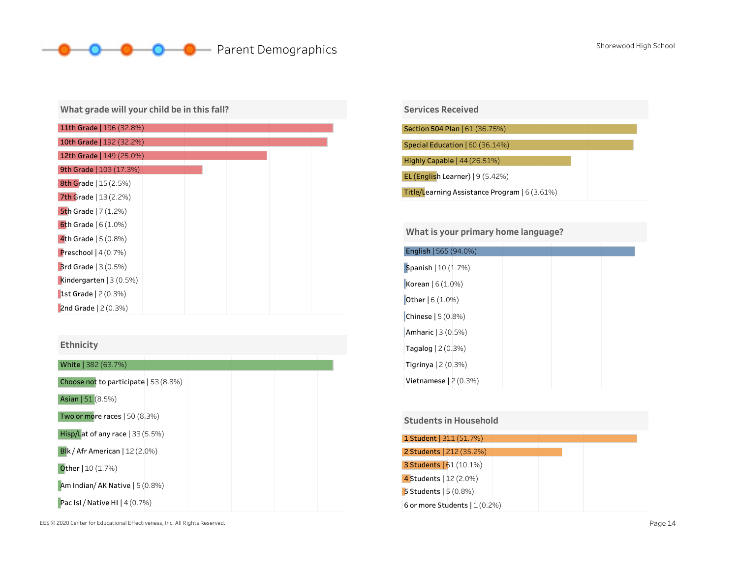# Parent Demographics

## What grade will your child be in this fall?

11th Grade | 196 (32.8%)
10th Grade | 192 (32.2%)
12th Grade | 149 (25.0%)
9th Grade | 103 (17.3%)
8th Grade | 15 (2.5%)
7th Grade | 13 (2.2%)
5th Grade | 7 (1.2%)
6th Grade | 6 (1.0%)
4th Grade | 5 (0.8%)
Preschool | 4 (0.7%)
3rd Grade | 3 (0.5%)
Kindergarten | 3 (0.5%)
1st Grade | 2 (0.3%)
2nd Grade | 2 (0.3%)

## Ethnicity

White | 382 (63.7%)
Choose not to participate | 53 (8.8%)
Asian | 51 (8.5%)
Two or more races | 50 (8.3%)
Hisp/Lat of any race | 33 (5.5%)
Blk / Afr American | 12 (2.0%)
Other | 10 (1.7%)
Am Indian/ AK Native | 5 (0.8%)
Pac Isl / Native HI | 4 (0.7%)

## Services Received

Section 504 Plan | 61 (36.75%)
Special Education | 60 (36.14%)
Highly Capable | 44 (26.51%)
EL (English Learner) | 9 (5.42%)
Title/Learning Assistance Program | 6 (3.61%)

## What is your primary home language?

English | 565 (94.0%)
Spanish | 10 (1.7%)
Korean | 6 (1.0%)
Other | 6 (1.0%)
Chinese | 5 (0.8%)
Amharic | 3 (0.5%)
Tagalog | 2 (0.3%)
Tigrinya | 2 (0.3%)
Vietnamese | 2 (0.3%)

## Students in Household

1 Student | 311 (51.7%)
2 Students | 212 (35.2%)
3 Students | 61 (10.1%)
4 Students | 12 (2.0%)
5 Students | 5 (0.8%)
6 or more Students | 1 (0.2%)